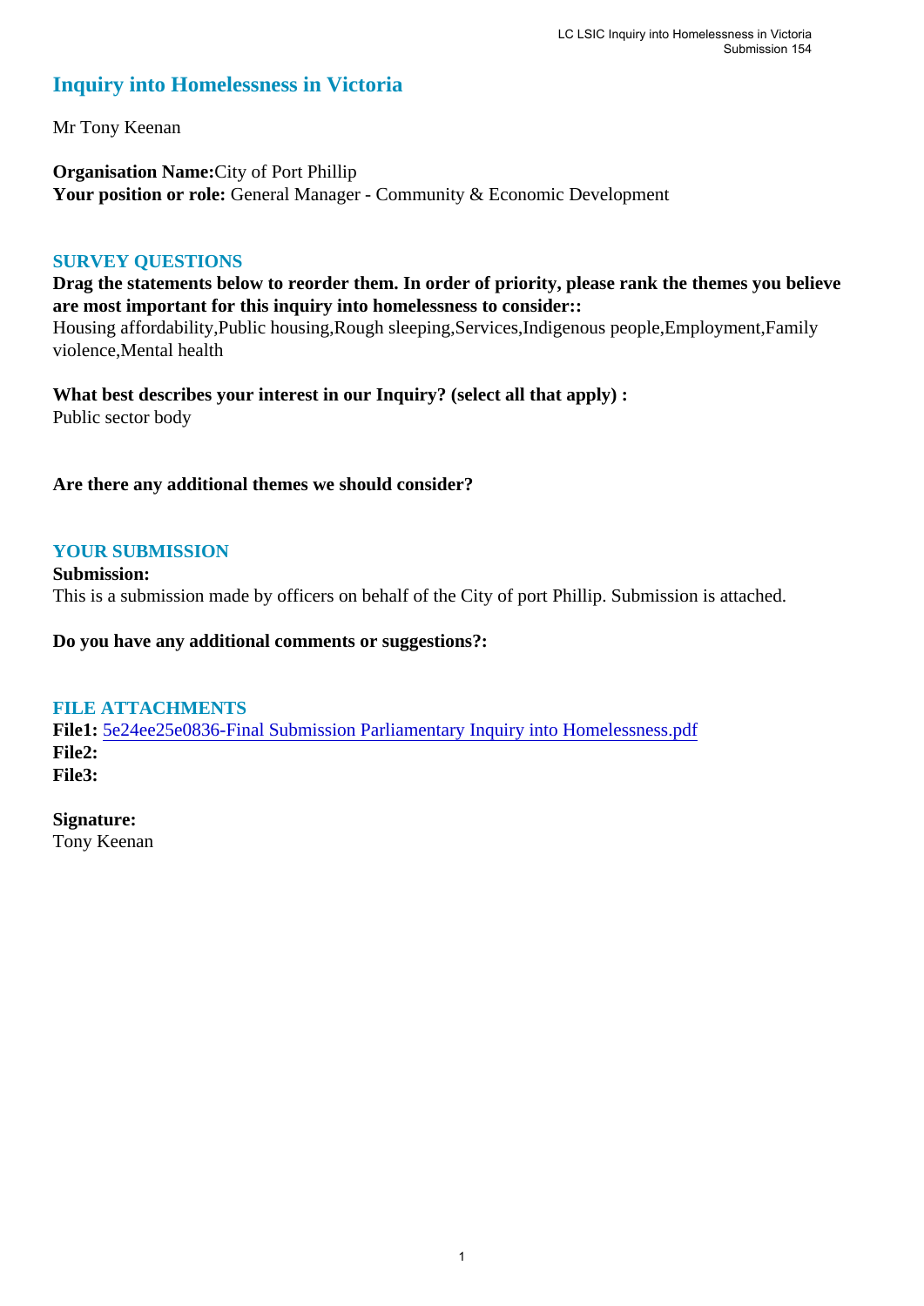# Inquiry into Homelessness in Victoria

Mr Tony Keenan

**Organisation Name:** City of Port Phillip
**Your position or role:** General Manager - Community & Economic Development

## SURVEY QUESTIONS

**Drag the statements below to reorder them. In order of priority, please rank the themes you believe are most important for this inquiry into homelessness to consider::**
Housing affordability,Public housing,Rough sleeping,Services,Indigenous people,Employment,Family violence,Mental health

**What best describes your interest in our Inquiry? (select all that apply) :**
Public sector body

**Are there any additional themes we should consider?**

## YOUR SUBMISSION

**Submission:**
This is a submission made by officers on behalf of the City of port Phillip. Submission is attached.

**Do you have any additional comments or suggestions?:**

## FILE ATTACHMENTS

**File1:** 5e24ee25e0836-Final Submission Parliamentary Inquiry into Homelessness.pdf
**File2:**
**File3:**

**Signature:**
Tony Keenan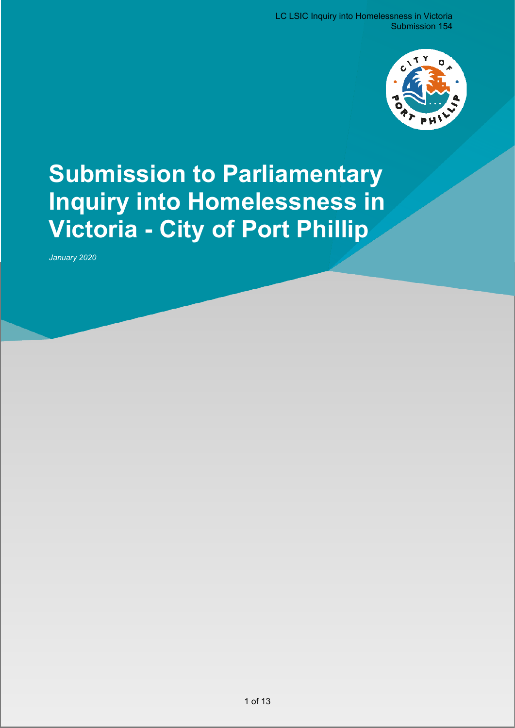# Submission to Parliamentary Inquiry into Homelessness in Victoria - City of Port Phillip

*January 2020*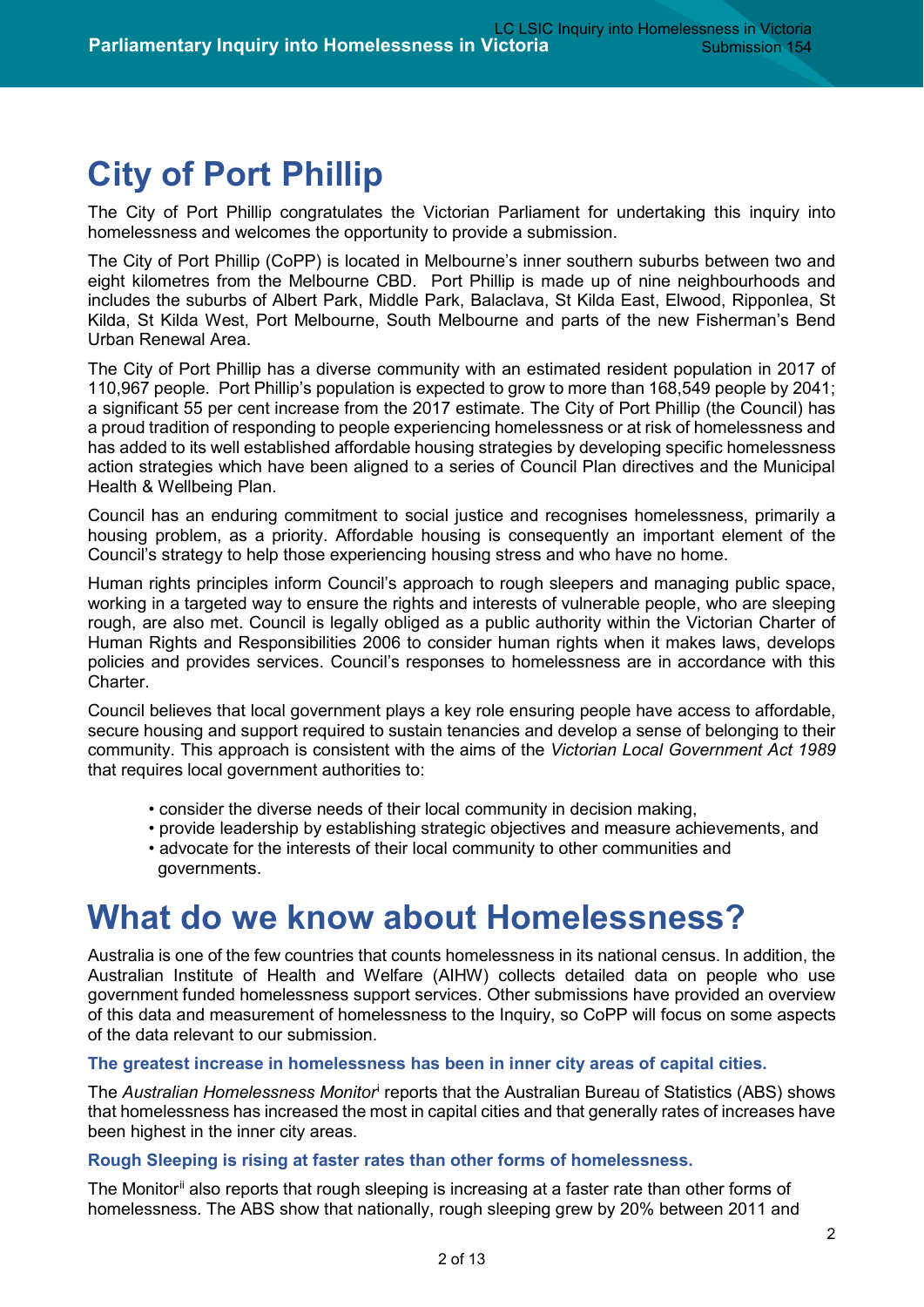# City of Port Phillip

The City of Port Phillip congratulates the Victorian Parliament for undertaking this inquiry into homelessness and welcomes the opportunity to provide a submission.

The City of Port Phillip (CoPP) is located in Melbourne's inner southern suburbs between two and eight kilometres from the Melbourne CBD. Port Phillip is made up of nine neighbourhoods and includes the suburbs of Albert Park, Middle Park, Balaclava, St Kilda East, Elwood, Ripponlea, St Kilda, St Kilda West, Port Melbourne, South Melbourne and parts of the new Fisherman's Bend Urban Renewal Area.

The City of Port Phillip has a diverse community with an estimated resident population in 2017 of 110,967 people. Port Phillip's population is expected to grow to more than 168,549 people by 2041; a significant 55 per cent increase from the 2017 estimate. The City of Port Phillip (the Council) has a proud tradition of responding to people experiencing homelessness or at risk of homelessness and has added to its well established affordable housing strategies by developing specific homelessness action strategies which have been aligned to a series of Council Plan directives and the Municipal Health & Wellbeing Plan.

Council has an enduring commitment to social justice and recognises homelessness, primarily a housing problem, as a priority. Affordable housing is consequently an important element of the Council's strategy to help those experiencing housing stress and who have no home.

Human rights principles inform Council's approach to rough sleepers and managing public space, working in a targeted way to ensure the rights and interests of vulnerable people, who are sleeping rough, are also met. Council is legally obliged as a public authority within the Victorian Charter of Human Rights and Responsibilities 2006 to consider human rights when it makes laws, develops policies and provides services. Council's responses to homelessness are in accordance with this Charter.

Council believes that local government plays a key role ensuring people have access to affordable, secure housing and support required to sustain tenancies and develop a sense of belonging to their community. This approach is consistent with the aims of the *Victorian Local Government Act 1989* that requires local government authorities to:

- consider the diverse needs of their local community in decision making,
- provide leadership by establishing strategic objectives and measure achievements, and
- advocate for the interests of their local community to other communities and governments.

# What do we know about Homelessness?

Australia is one of the few countries that counts homelessness in its national census. In addition, the Australian Institute of Health and Welfare (AIHW) collects detailed data on people who use government funded homelessness support services. Other submissions have provided an overview of this data and measurement of homelessness to the Inquiry, so CoPP will focus on some aspects of the data relevant to our submission.

### The greatest increase in homelessness has been in inner city areas of capital cities.

The *Australian Homelessness Monitor*[i] reports that the Australian Bureau of Statistics (ABS) shows that homelessness has increased the most in capital cities and that generally rates of increases have been highest in the inner city areas.

### Rough Sleeping is rising at faster rates than other forms of homelessness.

The Monitor[ii] also reports that rough sleeping is increasing at a faster rate than other forms of homelessness. The ABS show that nationally, rough sleeping grew by 20% between 2011 and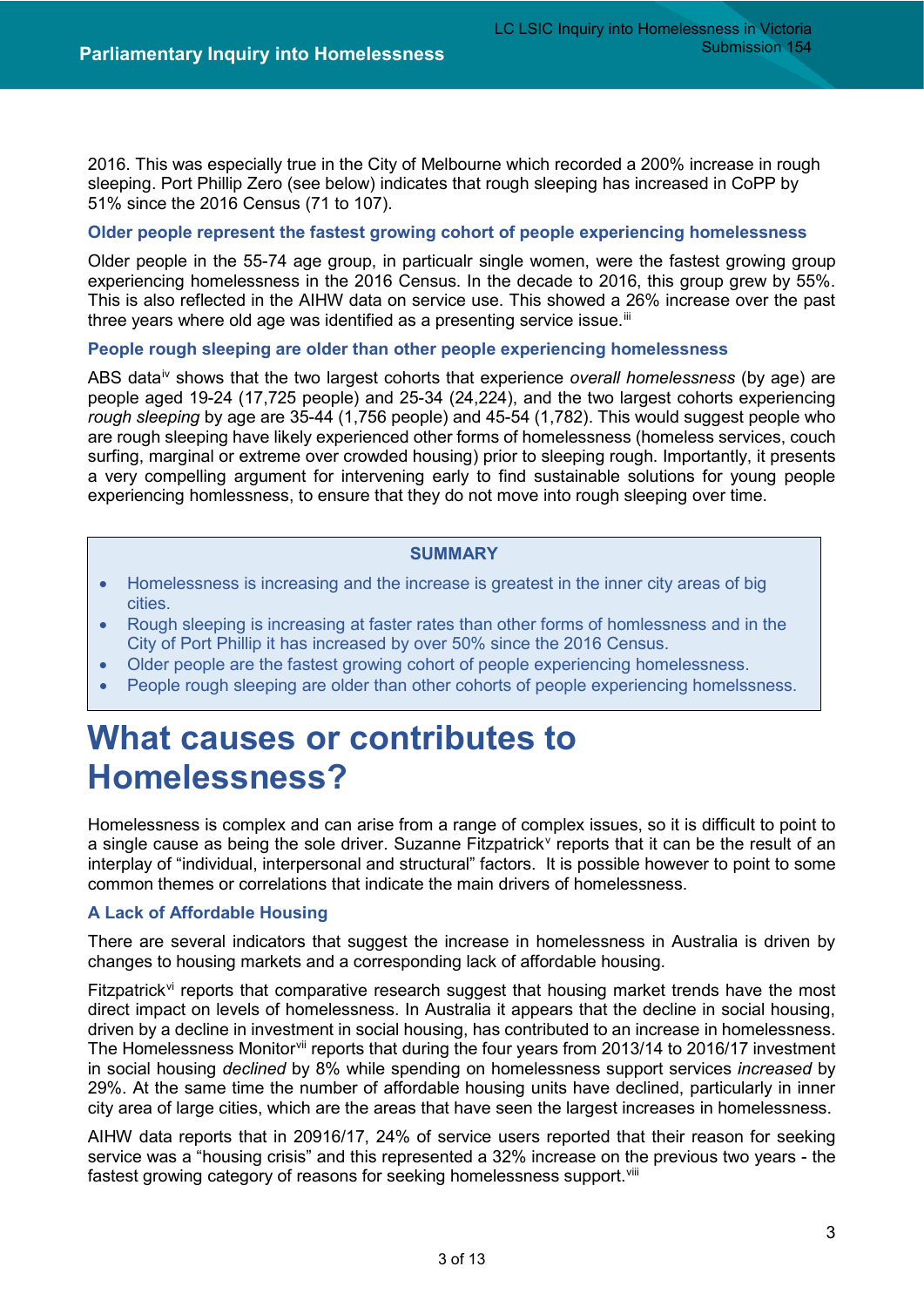2016. This was especially true in the City of Melbourne which recorded a 200% increase in rough sleeping. Port Phillip Zero (see below) indicates that rough sleeping has increased in CoPP by 51% since the 2016 Census (71 to 107).

### Older people represent the fastest growing cohort of people experiencing homelessness

Older people in the 55-74 age group, in particualr single women, were the fastest growing group experiencing homelessness in the 2016 Census. In the decade to 2016, this group grew by 55%. This is also reflected in the AIHW data on service use. This showed a 26% increase over the past three years where old age was identified as a presenting service issue.[iii]

### People rough sleeping are older than other people experiencing homelessness

ABS data[iv] shows that the two largest cohorts that experience *overall homelessness* (by age) are people aged 19-24 (17,725 people) and 25-34 (24,224), and the two largest cohorts experiencing *rough sleeping* by age are 35-44 (1,756 people) and 45-54 (1,782). This would suggest people who are rough sleeping have likely experienced other forms of homelessness (homeless services, couch surfing, marginal or extreme over crowded housing) prior to sleeping rough. Importantly, it presents a very compelling argument for intervening early to find sustainable solutions for young people experiencing homlessness, to ensure that they do not move into rough sleeping over time.

**SUMMARY**

- Homelessness is increasing and the increase is greatest in the inner city areas of big cities.
- Rough sleeping is increasing at faster rates than other forms of homlessness and in the City of Port Phillip it has increased by over 50% since the 2016 Census.
- Older people are the fastest growing cohort of people experiencing homelessness.
- People rough sleeping are older than other cohorts of people experiencing homelsssness.

# What causes or contributes to Homelessness?

Homelessness is complex and can arise from a range of complex issues, so it is difficult to point to a single cause as being the sole driver. Suzanne Fitzpatrick[v] reports that it can be the result of an interplay of "individual, interpersonal and structural" factors. It is possible however to point to some common themes or correlations that indicate the main drivers of homelessness.

### A Lack of Affordable Housing

There are several indicators that suggest the increase in homelessness in Australia is driven by changes to housing markets and a corresponding lack of affordable housing.

Fitzpatrick[vi] reports that comparative research suggest that housing market trends have the most direct impact on levels of homelessness. In Australia it appears that the decline in social housing, driven by a decline in investment in social housing, has contributed to an increase in homelessness. The Homelessness Monitor[vii] reports that during the four years from 2013/14 to 2016/17 investment in social housing *declined* by 8% while spending on homelessness support services *increased* by 29%. At the same time the number of affordable housing units have declined, particularly in inner city area of large cities, which are the areas that have seen the largest increases in homelessness.

AIHW data reports that in 20916/17, 24% of service users reported that their reason for seeking service was a "housing crisis" and this represented a 32% increase on the previous two years - the fastest growing category of reasons for seeking homelessness support.[viii]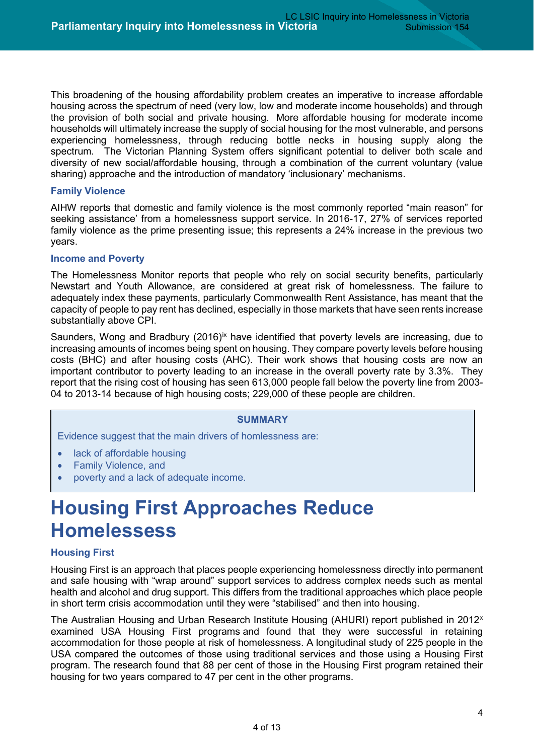This broadening of the housing affordability problem creates an imperative to increase affordable housing across the spectrum of need (very low, low and moderate income households) and through the provision of both social and private housing. More affordable housing for moderate income households will ultimately increase the supply of social housing for the most vulnerable, and persons experiencing homelessness, through reducing bottle necks in housing supply along the spectrum. The Victorian Planning System offers significant potential to deliver both scale and diversity of new social/affordable housing, through a combination of the current voluntary (value sharing) approache and the introduction of mandatory 'inclusionary' mechanisms.

### Family Violence

AIHW reports that domestic and family violence is the most commonly reported "main reason" for seeking assistance' from a homelessness support service. In 2016-17, 27% of services reported family violence as the prime presenting issue; this represents a 24% increase in the previous two years.

### Income and Poverty

The Homelessness Monitor reports that people who rely on social security benefits, particularly Newstart and Youth Allowance, are considered at great risk of homelessness. The failure to adequately index these payments, particularly Commonwealth Rent Assistance, has meant that the capacity of people to pay rent has declined, especially in those markets that have seen rents increase substantially above CPI.

Saunders, Wong and Bradbury (2016)[ix] have identified that poverty levels are increasing, due to increasing amounts of incomes being spent on housing. They compare poverty levels before housing costs (BHC) and after housing costs (AHC). Their work shows that housing costs are now an important contributor to poverty leading to an increase in the overall poverty rate by 3.3%. They report that the rising cost of housing has seen 613,000 people fall below the poverty line from 2003-04 to 2013-14 because of high housing costs; 229,000 of these people are children.

> **SUMMARY**
>
> Evidence suggest that the main drivers of homlessness are:
>
> - lack of affordable housing
> - Family Violence, and
> - poverty and a lack of adequate income.

# Housing First Approaches Reduce Homelessess

### Housing First

Housing First is an approach that places people experiencing homelessness directly into permanent and safe housing with "wrap around" support services to address complex needs such as mental health and alcohol and drug support. This differs from the traditional approaches which place people in short term crisis accommodation until they were "stabilised" and then into housing.

The Australian Housing and Urban Research Institute Housing (AHURI) report published in 2012[x] examined USA Housing First programs and found that they were successful in retaining accommodation for those people at risk of homelessness. A longitudinal study of 225 people in the USA compared the outcomes of those using traditional services and those using a Housing First program. The research found that 88 per cent of those in the Housing First program retained their housing for two years compared to 47 per cent in the other programs.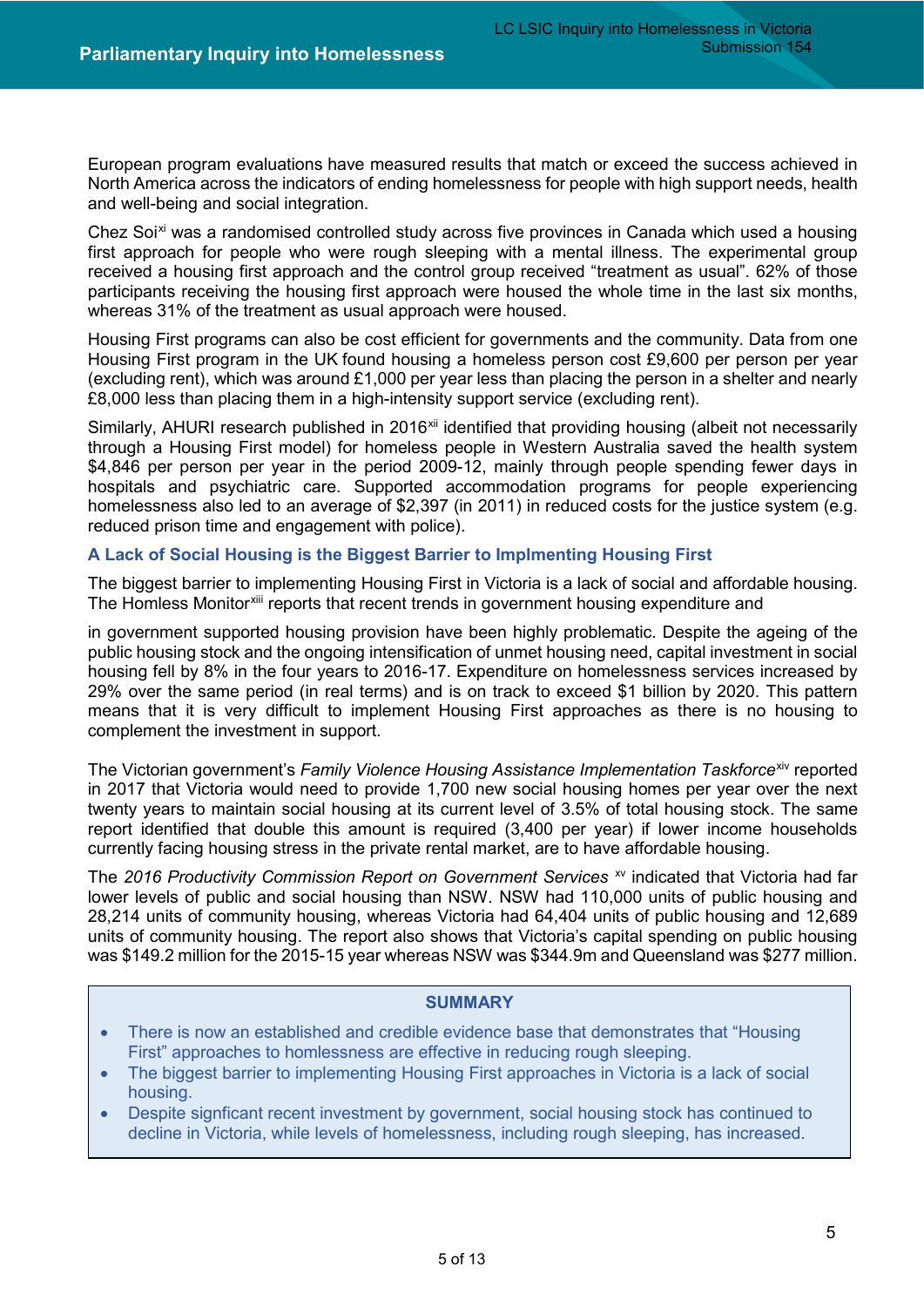European program evaluations have measured results that match or exceed the success achieved in North America across the indicators of ending homelessness for people with high support needs, health and well-being and social integration.

Chez Soi[xi] was a randomised controlled study across five provinces in Canada which used a housing first approach for people who were rough sleeping with a mental illness. The experimental group received a housing first approach and the control group received "treatment as usual". 62% of those participants receiving the housing first approach were housed the whole time in the last six months, whereas 31% of the treatment as usual approach were housed.

Housing First programs can also be cost efficient for governments and the community. Data from one Housing First program in the UK found housing a homeless person cost £9,600 per person per year (excluding rent), which was around £1,000 per year less than placing the person in a shelter and nearly £8,000 less than placing them in a high-intensity support service (excluding rent).

Similarly, AHURI research published in 2016[xii] identified that providing housing (albeit not necessarily through a Housing First model) for homeless people in Western Australia saved the health system $4,846 per person per year in the period 2009-12, mainly through people spending fewer days in hospitals and psychiatric care. Supported accommodation programs for people experiencing homelessness also led to an average of $2,397 (in 2011) in reduced costs for the justice system (e.g. reduced prison time and engagement with police).

### A Lack of Social Housing is the Biggest Barrier to Implmenting Housing First

The biggest barrier to implementing Housing First in Victoria is a lack of social and affordable housing. The Homless Monitor[xiii] reports that recent trends in government housing expenditure and in government supported housing provision have been highly problematic. Despite the ageing of the public housing stock and the ongoing intensification of unmet housing need, capital investment in social housing fell by 8% in the four years to 2016-17. Expenditure on homelessness services increased by 29% over the same period (in real terms) and is on track to exceed $1 billion by 2020. This pattern means that it is very difficult to implement Housing First approaches as there is no housing to complement the investment in support.

The Victorian government's *Family Violence Housing Assistance Implementation Taskforce*[xiv] reported in 2017 that Victoria would need to provide 1,700 new social housing homes per year over the next twenty years to maintain social housing at its current level of 3.5% of total housing stock. The same report identified that double this amount is required (3,400 per year) if lower income households currently facing housing stress in the private rental market, are to have affordable housing.

The *2016 Productivity Commission Report on Government Services* [xv] indicated that Victoria had far lower levels of public and social housing than NSW. NSW had 110,000 units of public housing and 28,214 units of community housing, whereas Victoria had 64,404 units of public housing and 12,689 units of community housing. The report also shows that Victoria's capital spending on public housing was $149.2 million for the 2015-15 year whereas NSW was $344.9m and Queensland was $277 million.

**SUMMARY**

- There is now an established and credible evidence base that demonstrates that "Housing First" approaches to homlessness are effective in reducing rough sleeping.
- The biggest barrier to implementing Housing First approaches in Victoria is a lack of social housing.
- Despite signficant recent investment by government, social housing stock has continued to decline in Victoria, while levels of homelessness, including rough sleeping, has increased.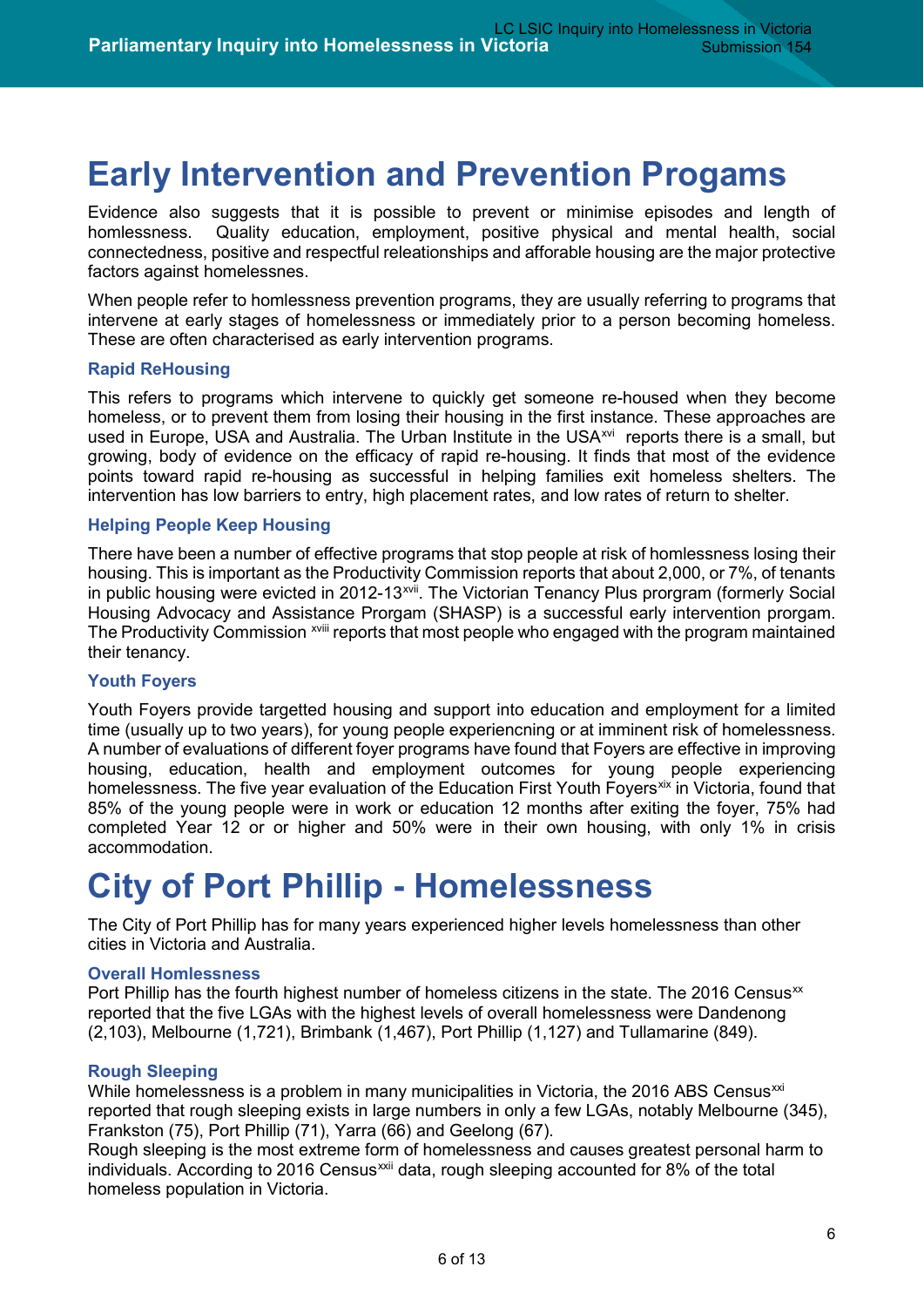# Early Intervention and Prevention Progams

Evidence also suggests that it is possible to prevent or minimise episodes and length of homlessness. Quality education, employment, positive physical and mental health, social connectedness, positive and respectful releationships and afforable housing are the major protective factors against homelessnes.

When people refer to homlessness prevention programs, they are usually referring to programs that intervene at early stages of homelessness or immediately prior to a person becoming homeless. These are often characterised as early intervention programs.

### Rapid ReHousing

This refers to programs which intervene to quickly get someone re-housed when they become homeless, or to prevent them from losing their housing in the first instance. These approaches are used in Europe, USA and Australia. The Urban Institute in the USA[xvi] reports there is a small, but growing, body of evidence on the efficacy of rapid re-housing. It finds that most of the evidence points toward rapid re-housing as successful in helping families exit homeless shelters. The intervention has low barriers to entry, high placement rates, and low rates of return to shelter.

### Helping People Keep Housing

There have been a number of effective programs that stop people at risk of homlessness losing their housing. This is important as the Productivity Commission reports that about 2,000, or 7%, of tenants in public housing were evicted in 2012-13[xvii]. The Victorian Tenancy Plus prorgram (formerly Social Housing Advocacy and Assistance Prorgam (SHASP) is a successful early intervention prorgam. The Productivity Commission [xviii] reports that most people who engaged with the program maintained their tenancy.

### Youth Foyers

Youth Foyers provide targetted housing and support into education and employment for a limited time (usually up to two years), for young people experiencning or at imminent risk of homelessness. A number of evaluations of different foyer programs have found that Foyers are effective in improving housing, education, health and employment outcomes for young people experiencing homelessness. The five year evaluation of the Education First Youth Foyers[xix] in Victoria, found that 85% of the young people were in work or education 12 months after exiting the foyer, 75% had completed Year 12 or or higher and 50% were in their own housing, with only 1% in crisis accommodation.

# City of Port Phillip - Homelessness

The City of Port Phillip has for many years experienced higher levels homelessness than other cities in Victoria and Australia.

### Overall Homlessness

Port Phillip has the fourth highest number of homeless citizens in the state. The 2016 Census[xx] reported that the five LGAs with the highest levels of overall homelessness were Dandenong (2,103), Melbourne (1,721), Brimbank (1,467), Port Phillip (1,127) and Tullamarine (849).

### Rough Sleeping

While homelessness is a problem in many municipalities in Victoria, the 2016 ABS Census[xxi] reported that rough sleeping exists in large numbers in only a few LGAs, notably Melbourne (345), Frankston (75), Port Phillip (71), Yarra (66) and Geelong (67).

Rough sleeping is the most extreme form of homelessness and causes greatest personal harm to individuals. According to 2016 Census[xxii] data, rough sleeping accounted for 8% of the total homeless population in Victoria.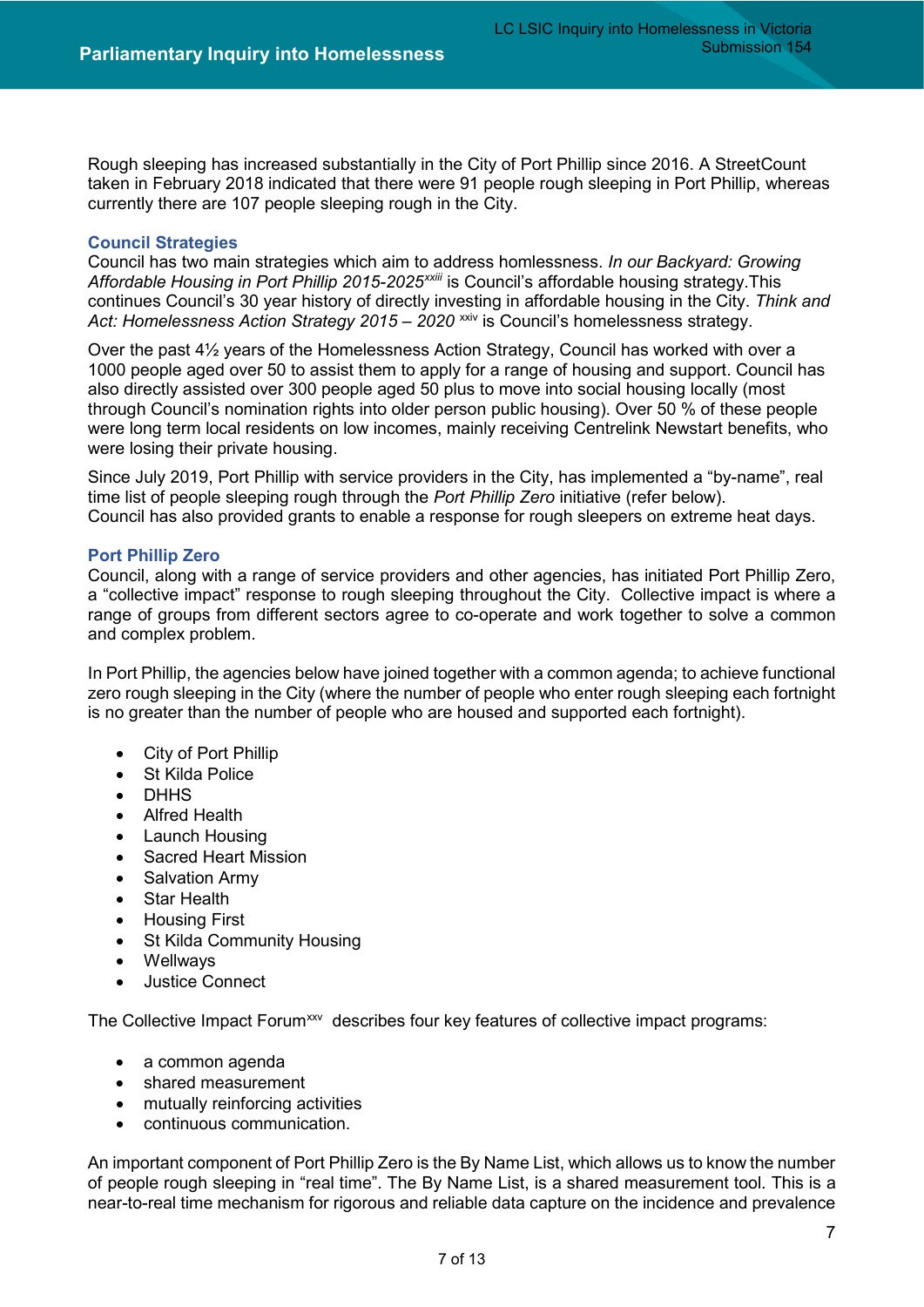Rough sleeping has increased substantially in the City of Port Phillip since 2016. A StreetCount taken in February 2018 indicated that there were 91 people rough sleeping in Port Phillip, whereas currently there are 107 people sleeping rough in the City.

### Council Strategies

Council has two main strategies which aim to address homlessness. *In our Backyard: Growing Affordable Housing in Port Phillip 2015-2025*[xxiii] is Council's affordable housing strategy.This continues Council's 30 year history of directly investing in affordable housing in the City. *Think and Act: Homelessness Action Strategy 2015 – 2020* [xxiv] is Council's homelessness strategy.

Over the past 4½ years of the Homelessness Action Strategy, Council has worked with over a 1000 people aged over 50 to assist them to apply for a range of housing and support. Council has also directly assisted over 300 people aged 50 plus to move into social housing locally (most through Council's nomination rights into older person public housing). Over 50 % of these people were long term local residents on low incomes, mainly receiving Centrelink Newstart benefits, who were losing their private housing.

Since July 2019, Port Phillip with service providers in the City, has implemented a "by-name", real time list of people sleeping rough through the *Port Phillip Zero* initiative (refer below).
Council has also provided grants to enable a response for rough sleepers on extreme heat days.

### Port Phillip Zero

Council, along with a range of service providers and other agencies, has initiated Port Phillip Zero, a "collective impact" response to rough sleeping throughout the City. Collective impact is where a range of groups from different sectors agree to co-operate and work together to solve a common and complex problem.

In Port Phillip, the agencies below have joined together with a common agenda; to achieve functional zero rough sleeping in the City (where the number of people who enter rough sleeping each fortnight is no greater than the number of people who are housed and supported each fortnight).

- City of Port Phillip
- St Kilda Police
- DHHS
- Alfred Health
- Launch Housing
- Sacred Heart Mission
- Salvation Army
- Star Health
- Housing First
- St Kilda Community Housing
- Wellways
- Justice Connect

The Collective Impact Forum[xxv] describes four key features of collective impact programs:

- a common agenda
- shared measurement
- mutually reinforcing activities
- continuous communication.

An important component of Port Phillip Zero is the By Name List, which allows us to know the number of people rough sleeping in "real time". The By Name List, is a shared measurement tool. This is a near-to-real time mechanism for rigorous and reliable data capture on the incidence and prevalence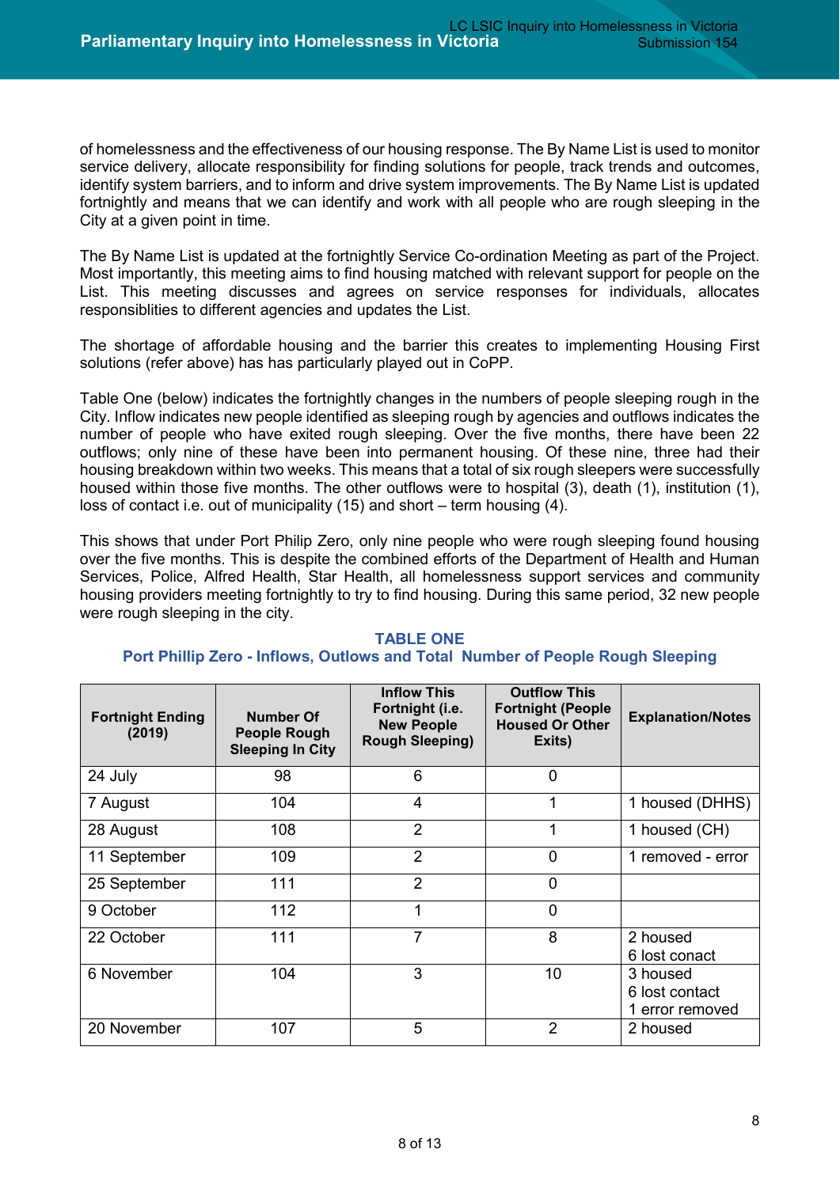of homelessness and the effectiveness of our housing response. The By Name List is used to monitor service delivery, allocate responsibility for finding solutions for people, track trends and outcomes, identify system barriers, and to inform and drive system improvements. The By Name List is updated fortnightly and means that we can identify and work with all people who are rough sleeping in the City at a given point in time.

The By Name List is updated at the fortnightly Service Co-ordination Meeting as part of the Project. Most importantly, this meeting aims to find housing matched with relevant support for people on the List. This meeting discusses and agrees on service responses for individuals, allocates responsiblities to different agencies and updates the List.

The shortage of affordable housing and the barrier this creates to implementing Housing First solutions (refer above) has has particularly played out in CoPP.

Table One (below) indicates the fortnightly changes in the numbers of people sleeping rough in the City. Inflow indicates new people identified as sleeping rough by agencies and outflows indicates the number of people who have exited rough sleeping. Over the five months, there have been 22 outflows; only nine of these have been into permanent housing. Of these nine, three had their housing breakdown within two weeks. This means that a total of six rough sleepers were successfully housed within those five months. The other outflows were to hospital (3), death (1), institution (1), loss of contact i.e. out of municipality (15) and short – term housing (4).

This shows that under Port Philip Zero, only nine people who were rough sleeping found housing over the five months. This is despite the combined efforts of the Department of Health and Human Services, Police, Alfred Health, Star Health, all homelessness support services and community housing providers meeting fortnightly to try to find housing. During this same period, 32 new people were rough sleeping in the city.

**TABLE ONE**
**Port Phillip Zero - Inflows, Outlows and Total Number of People Rough Sleeping**

| Fortnight Ending (2019) | Number Of People Rough Sleeping In City | Inflow This Fortnight (i.e. New People Rough Sleeping) | Outflow This Fortnight (People Housed Or Other Exits) | Explanation/Notes |
|---|---|---|---|---|
| 24 July | 98 | 6 | 0 | |
| 7 August | 104 | 4 | 1 | 1 housed (DHHS) |
| 28 August | 108 | 2 | 1 | 1 housed (CH) |
| 11 September | 109 | 2 | 0 | 1 removed - error |
| 25 September | 111 | 2 | 0 | |
| 9 October | 112 | 1 | 0 | |
| 22 October | 111 | 7 | 8 | 2 housed<br>6 lost conact |
| 6 November | 104 | 3 | 10 | 3 housed<br>6 lost contact<br>1 error removed |
| 20 November | 107 | 5 | 2 | 2 housed |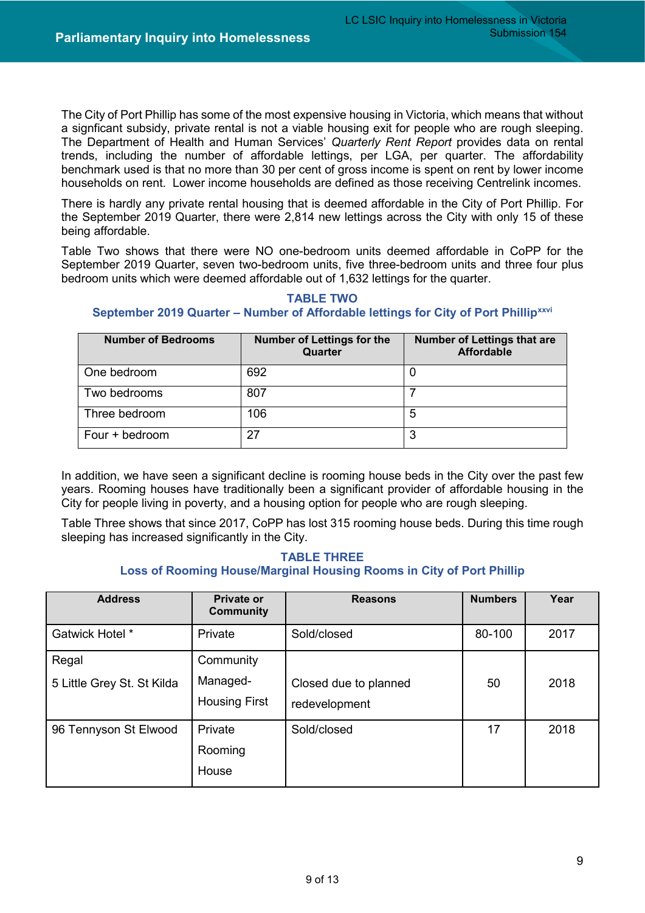The City of Port Phillip has some of the most expensive housing in Victoria, which means that without a signficant subsidy, private rental is not a viable housing exit for people who are rough sleeping. The Department of Health and Human Services' *Quarterly Rent Report* provides data on rental trends, including the number of affordable lettings, per LGA, per quarter. The affordability benchmark used is that no more than 30 per cent of gross income is spent on rent by lower income households on rent. Lower income households are defined as those receiving Centrelink incomes.

There is hardly any private rental housing that is deemed affordable in the City of Port Phillip. For the September 2019 Quarter, there were 2,814 new lettings across the City with only 15 of these being affordable.

Table Two shows that there were NO one-bedroom units deemed affordable in CoPP for the September 2019 Quarter, seven two-bedroom units, five three-bedroom units and three four plus bedroom units which were deemed affordable out of 1,632 lettings for the quarter.

**TABLE TWO**
**September 2019 Quarter – Number of Affordable lettings for City of Port Phillip[xxvi]**

| Number of Bedrooms | Number of Lettings for the Quarter | Number of Lettings that are Affordable |
|---|---|---|
| One bedroom | 692 | 0 |
| Two bedrooms | 807 | 7 |
| Three bedroom | 106 | 5 |
| Four + bedroom | 27 | 3 |

In addition, we have seen a significant decline is rooming house beds in the City over the past few years. Rooming houses have traditionally been a significant provider of affordable housing in the City for people living in poverty, and a housing option for people who are rough sleeping.

Table Three shows that since 2017, CoPP has lost 315 rooming house beds. During this time rough sleeping has increased significantly in the City.

**TABLE THREE**
**Loss of Rooming House/Marginal Housing Rooms in City of Port Phillip**

| Address | Private or Community | Reasons | Numbers | Year |
|---|---|---|---|---|
| Gatwick Hotel * | Private | Sold/closed | 80-100 | 2017 |
| Regal 5 Little Grey St. St Kilda | Community Managed- Housing First | Closed due to planned redevelopment | 50 | 2018 |
| 96 Tennyson St Elwood | Private Rooming House | Sold/closed | 17 | 2018 |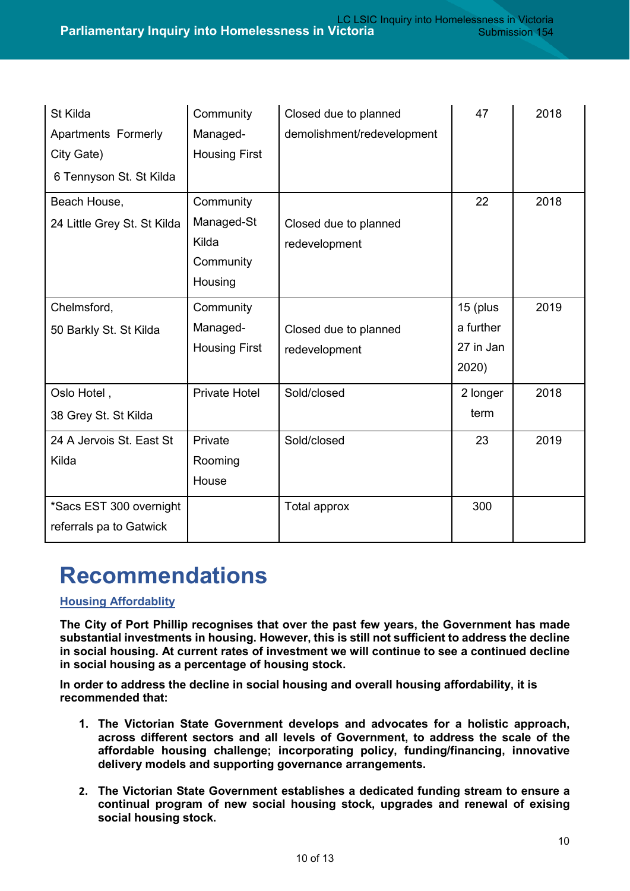| | | | | |
|---|---|---|---|---|
| St Kilda Apartments Formerly City Gate) 6 Tennyson St. St Kilda | Community Managed- Housing First | Closed due to planned demolishment/redevelopment | 47 | 2018 |
| Beach House, 24 Little Grey St. St Kilda | Community Managed-St Kilda Community Housing | Closed due to planned redevelopment | 22 | 2018 |
| Chelmsford, 50 Barkly St. St Kilda | Community Managed- Housing First | Closed due to planned redevelopment | 15 (plus a further 27 in Jan 2020) | 2019 |
| Oslo Hotel , 38 Grey St. St Kilda | Private Hotel | Sold/closed | 2 longer term | 2018 |
| 24 A Jervois St. East St Kilda | Private Rooming House | Sold/closed | 23 | 2019 |
| *Sacs EST 300 overnight referrals pa to Gatwick | | Total approx | 300 | |

# Recommendations

## Housing Affordablity

**The City of Port Phillip recognises that over the past few years, the Government has made substantial investments in housing. However, this is still not sufficient to address the decline in social housing. At current rates of investment we will continue to see a continued decline in social housing as a percentage of housing stock.**

**In order to address the decline in social housing and overall housing affordability, it is recommended that:**

1. **The Victorian State Government develops and advocates for a holistic approach, across different sectors and all levels of Government, to address the scale of the affordable housing challenge; incorporating policy, funding/financing, innovative delivery models and supporting governance arrangements.**

2. **The Victorian State Government establishes a dedicated funding stream to ensure a continual program of new social housing stock, upgrades and renewal of exising social housing stock.**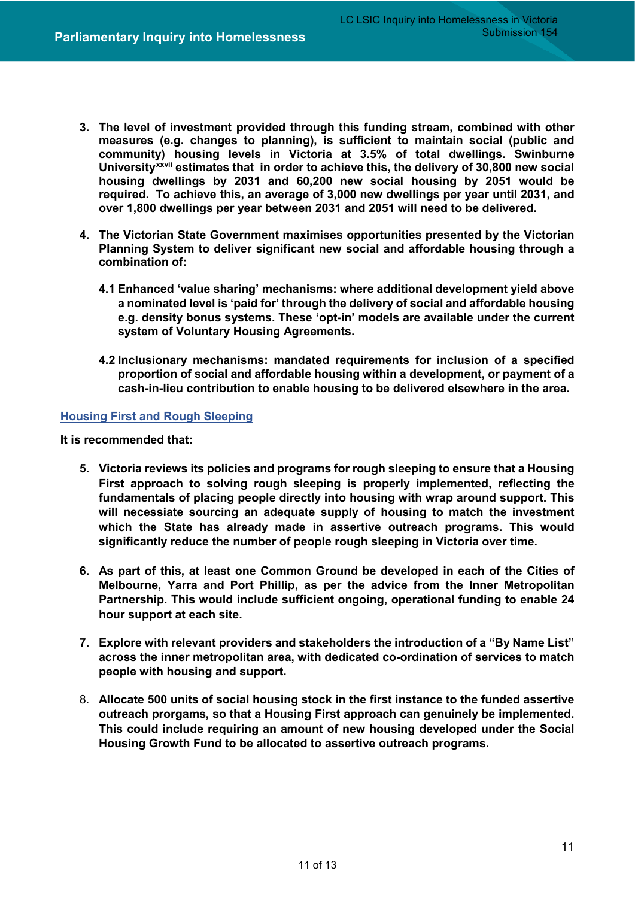3. **The level of investment provided through this funding stream, combined with other measures (e.g. changes to planning), is sufficient to maintain social (public and community) housing levels in Victoria at 3.5% of total dwellings. Swinburne University[xxvii] estimates that in order to achieve this, the delivery of 30,800 new social housing dwellings by 2031 and 60,200 new social housing by 2051 would be required. To achieve this, an average of 3,000 new dwellings per year until 2031, and over 1,800 dwellings per year between 2031 and 2051 will need to be delivered.**

4. **The Victorian State Government maximises opportunities presented by the Victorian Planning System to deliver significant new social and affordable housing through a combination of:**

   **4.1 Enhanced 'value sharing' mechanisms: where additional development yield above a nominated level is 'paid for' through the delivery of social and affordable housing e.g. density bonus systems. These 'opt-in' models are available under the current system of Voluntary Housing Agreements.**

   **4.2 Inclusionary mechanisms: mandated requirements for inclusion of a specified proportion of social and affordable housing within a development, or payment of a cash-in-lieu contribution to enable housing to be delivered elsewhere in the area.**

## Housing First and Rough Sleeping

**It is recommended that:**

5. **Victoria reviews its policies and programs for rough sleeping to ensure that a Housing First approach to solving rough sleeping is properly implemented, reflecting the fundamentals of placing people directly into housing with wrap around support. This will necessitate sourcing an adequate supply of housing to match the investment which the State has already made in assertive outreach programs. This would significantly reduce the number of people rough sleeping in Victoria over time.**

6. **As part of this, at least one Common Ground be developed in each of the Cities of Melbourne, Yarra and Port Phillip, as per the advice from the Inner Metropolitan Partnership. This would include sufficient ongoing, operational funding to enable 24 hour support at each site.**

7. **Explore with relevant providers and stakeholders the introduction of a "By Name List" across the inner metropolitan area, with dedicated co-ordination of services to match people with housing and support.**

8. **Allocate 500 units of social housing stock in the first instance to the funded assertive outreach prorgams, so that a Housing First approach can genuinely be implemented. This could include requiring an amount of new housing developed under the Social Housing Growth Fund to be allocated to assertive outreach programs.**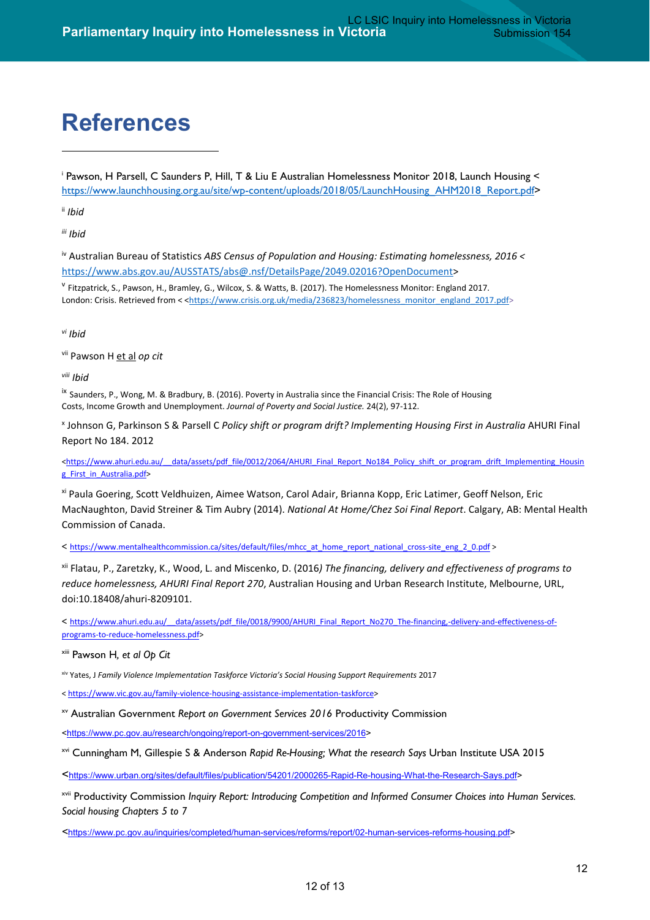# References

[i] Pawson, H Parsell, C Saunders P, Hill, T & Liu E Australian Homelessness Monitor 2018, Launch Housing < https://www.launchhousing.org.au/site/wp-content/uploads/2018/05/LaunchHousing_AHM2018_Report.pdf>

[ii] *Ibid*

[iii] *Ibid*

[iv] Australian Bureau of Statistics *ABS Census of Population and Housing: Estimating homelessness, 2016* < https://www.abs.gov.au/AUSSTATS/abs@.nsf/DetailsPage/2049.02016?OpenDocument>

[v] Fitzpatrick, S., Pawson, H., Bramley, G., Wilcox, S. & Watts, B. (2017). The Homelessness Monitor: England 2017. London: Crisis. Retrieved from < <https://www.crisis.org.uk/media/236823/homelessness_monitor_england_2017.pdf>

[vi] *Ibid*

[vii] Pawson H et al *op cit*

[viii] *Ibid*

[ix] Saunders, P., Wong, M. & Bradbury, B. (2016). Poverty in Australia since the Financial Crisis: The Role of Housing Costs, Income Growth and Unemployment. *Journal of Poverty and Social Justice.* 24(2), 97-112.

[x] Johnson G, Parkinson S & Parsell C *Policy shift or program drift? Implementing Housing First in Australia* AHURI Final Report No 184. 2012

<https://www.ahuri.edu.au/__data/assets/pdf_file/0012/2064/AHURI_Final_Report_No184_Policy_shift_or_program_drift_Implementing_Housing_First_in_Australia.pdf>

[xi] Paula Goering, Scott Veldhuizen, Aimee Watson, Carol Adair, Brianna Kopp, Eric Latimer, Geoff Nelson, Eric MacNaughton, David Streiner & Tim Aubry (2014). *National At Home/Chez Soi Final Report*. Calgary, AB: Mental Health Commission of Canada.

< https://www.mentalhealthcommission.ca/sites/default/files/mhcc_at_home_report_national_cross-site_eng_2_0.pdf >

[xii] Flatau, P., Zaretzky, K., Wood, L. and Miscenko, D. (2016*) The financing, delivery and effectiveness of programs to reduce homelessness, AHURI Final Report 270*, Australian Housing and Urban Research Institute, Melbourne, URL, doi:10.18408/ahuri-8209101.

< https://www.ahuri.edu.au/__data/assets/pdf_file/0018/9900/AHURI_Final_Report_No270_The-financing,-delivery-and-effectiveness-of-programs-to-reduce-homelessness.pdf>

[xiii] Pawson H, *et al Op Cit*

[xiv] Yates, J *Family Violence Implementation Taskforce Victoria's Social Housing Support Requirements* 2017

< https://www.vic.gov.au/family-violence-housing-assistance-implementation-taskforce>

[xv] Australian Government *Report on Government Services 2016* Productivity Commission

<https://www.pc.gov.au/research/ongoing/report-on-government-services/2016>

[xvi] Cunningham M, Gillespie S & Anderson *Rapid Re-Housing; What the research Says* Urban Institute USA 2015

<https://www.urban.org/sites/default/files/publication/54201/2000265-Rapid-Re-housing-What-the-Research-Says.pdf>

[xvii] Productivity Commission *Inquiry Report: Introducing Competition and Informed Consumer Choices into Human Services. Social housing Chapters 5 to 7*

<https://www.pc.gov.au/inquiries/completed/human-services/reforms/report/02-human-services-reforms-housing.pdf>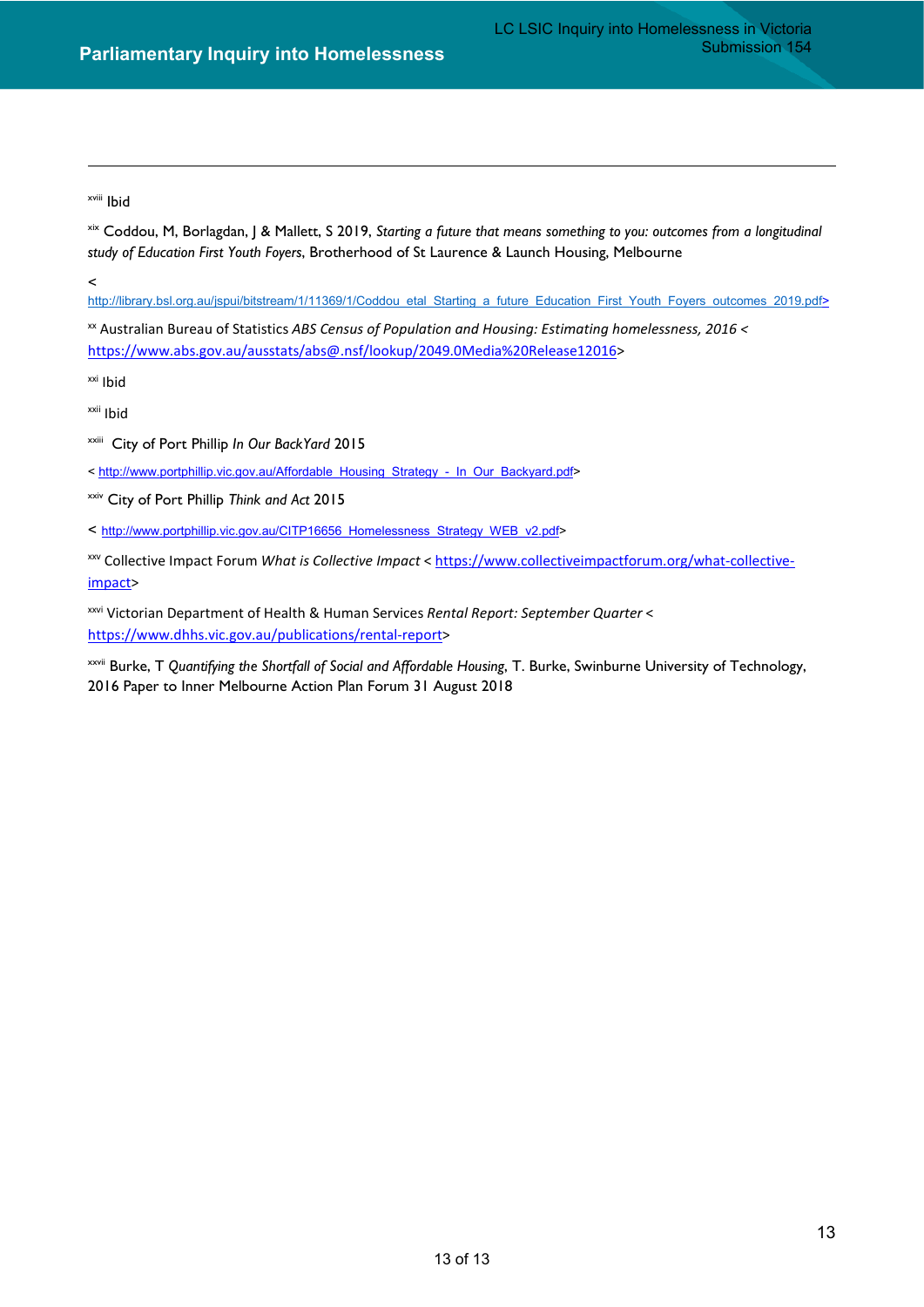[xviii] Ibid

[xix] Coddou, M, Borlagdan, J & Mallett, S 2019, *Starting a future that means something to you: outcomes from a longitudinal study of Education First Youth Foyers*, Brotherhood of St Laurence & Launch Housing, Melbourne

<
http://library.bsl.org.au/jspui/bitstream/1/11369/1/Coddou_etal_Starting_a_future_Education_First_Youth_Foyers_outcomes_2019.pdf>

[xx] Australian Bureau of Statistics *ABS Census of Population and Housing: Estimating homelessness, 2016* < https://www.abs.gov.au/ausstats/abs@.nsf/lookup/2049.0Media%20Release12016>

[xxi] Ibid

[xxii] Ibid

[xxiii] City of Port Phillip *In Our BackYard* 2015

< http://www.portphillip.vic.gov.au/Affordable_Housing_Strategy_-_In_Our_Backyard.pdf>

[xxiv] City of Port Phillip *Think and Act* 2015

< http://www.portphillip.vic.gov.au/CITP16656_Homelessness_Strategy_WEB_v2.pdf>

[xxv] Collective Impact Forum *What is Collective Impact* < https://www.collectiveimpactforum.org/what-collective-impact>

[xxvi] Victorian Department of Health & Human Services *Rental Report: September Quarter* < https://www.dhhs.vic.gov.au/publications/rental-report>

[xxvii] Burke, T *Quantifying the Shortfall of Social and Affordable Housing*, T. Burke, Swinburne University of Technology, 2016 Paper to Inner Melbourne Action Plan Forum 31 August 2018